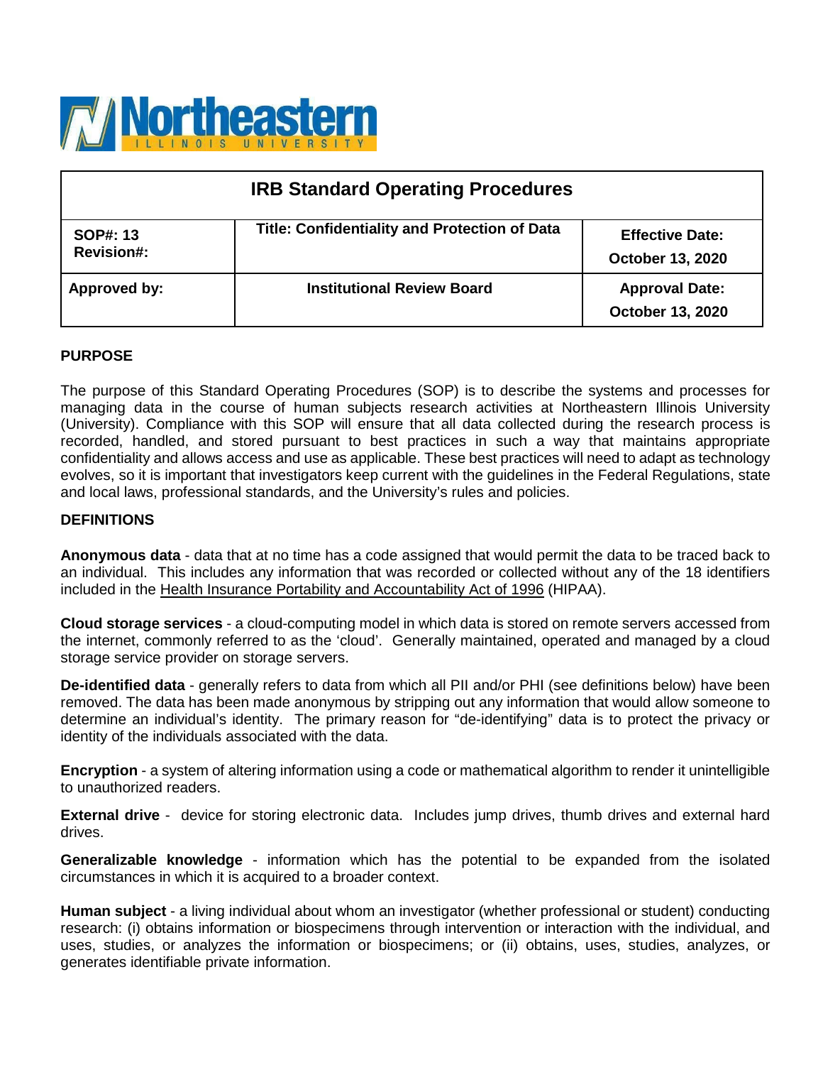Northeastern ILLINOIS UNIVERSITY

| IRB Standard Operating Procedures | | |
|---|---|---|
| **SOP#: 13**<br>**Revision#:** | **Title: Confidentiality and Protection of Data** | **Effective Date:**<br>**October 13, 2020** |
| **Approved by:** | **Institutional Review Board** | **Approval Date:**<br>**October 13, 2020** |

## PURPOSE

The purpose of this Standard Operating Procedures (SOP) is to describe the systems and processes for managing data in the course of human subjects research activities at Northeastern Illinois University (University). Compliance with this SOP will ensure that all data collected during the research process is recorded, handled, and stored pursuant to best practices in such a way that maintains appropriate confidentiality and allows access and use as applicable. These best practices will need to adapt as technology evolves, so it is important that investigators keep current with the guidelines in the Federal Regulations, state and local laws, professional standards, and the University's rules and policies.

## DEFINITIONS

**Anonymous data** - data that at no time has a code assigned that would permit the data to be traced back to an individual. This includes any information that was recorded or collected without any of the 18 identifiers included in the Health Insurance Portability and Accountability Act of 1996 (HIPAA).

**Cloud storage services** - a cloud-computing model in which data is stored on remote servers accessed from the internet, commonly referred to as the 'cloud'. Generally maintained, operated and managed by a cloud storage service provider on storage servers.

**De-identified data** - generally refers to data from which all PII and/or PHI (see definitions below) have been removed. The data has been made anonymous by stripping out any information that would allow someone to determine an individual's identity. The primary reason for "de-identifying" data is to protect the privacy or identity of the individuals associated with the data.

**Encryption** - a system of altering information using a code or mathematical algorithm to render it unintelligible to unauthorized readers.

**External drive** - device for storing electronic data. Includes jump drives, thumb drives and external hard drives.

**Generalizable knowledge** - information which has the potential to be expanded from the isolated circumstances in which it is acquired to a broader context.

**Human subject** - a living individual about whom an investigator (whether professional or student) conducting research: (i) obtains information or biospecimens through intervention or interaction with the individual, and uses, studies, or analyzes the information or biospecimens; or (ii) obtains, uses, studies, analyzes, or generates identifiable private information.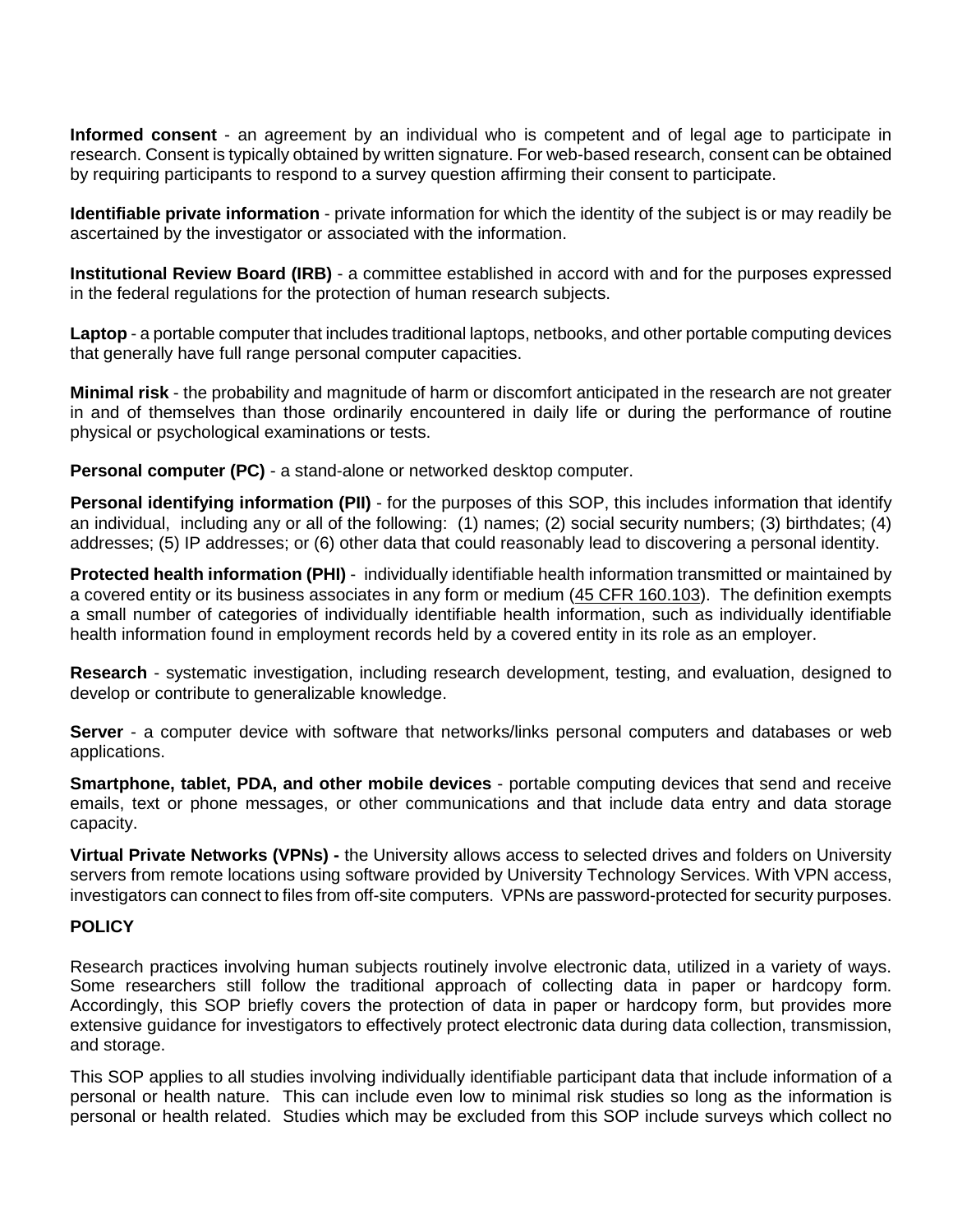**Informed consent** - an agreement by an individual who is competent and of legal age to participate in research. Consent is typically obtained by written signature. For web-based research, consent can be obtained by requiring participants to respond to a survey question affirming their consent to participate.

**Identifiable private information** - private information for which the identity of the subject is or may readily be ascertained by the investigator or associated with the information.

**Institutional Review Board (IRB)** - a committee established in accord with and for the purposes expressed in the federal regulations for the protection of human research subjects.

**Laptop** - a portable computer that includes traditional laptops, netbooks, and other portable computing devices that generally have full range personal computer capacities.

**Minimal risk** - the probability and magnitude of harm or discomfort anticipated in the research are not greater in and of themselves than those ordinarily encountered in daily life or during the performance of routine physical or psychological examinations or tests.

**Personal computer (PC)** - a stand-alone or networked desktop computer.

**Personal identifying information (PII)** - for the purposes of this SOP, this includes information that identify an individual, including any or all of the following: (1) names; (2) social security numbers; (3) birthdates; (4) addresses; (5) IP addresses; or (6) other data that could reasonably lead to discovering a personal identity.

**Protected health information (PHI)** - individually identifiable health information transmitted or maintained by a covered entity or its business associates in any form or medium (45 CFR 160.103). The definition exempts a small number of categories of individually identifiable health information, such as individually identifiable health information found in employment records held by a covered entity in its role as an employer.

**Research** - systematic investigation, including research development, testing, and evaluation, designed to develop or contribute to generalizable knowledge.

**Server** - a computer device with software that networks/links personal computers and databases or web applications.

**Smartphone, tablet, PDA, and other mobile devices** - portable computing devices that send and receive emails, text or phone messages, or other communications and that include data entry and data storage capacity.

**Virtual Private Networks (VPNs) -** the University allows access to selected drives and folders on University servers from remote locations using software provided by University Technology Services. With VPN access, investigators can connect to files from off-site computers. VPNs are password-protected for security purposes.

## POLICY

Research practices involving human subjects routinely involve electronic data, utilized in a variety of ways. Some researchers still follow the traditional approach of collecting data in paper or hardcopy form. Accordingly, this SOP briefly covers the protection of data in paper or hardcopy form, but provides more extensive guidance for investigators to effectively protect electronic data during data collection, transmission, and storage.

This SOP applies to all studies involving individually identifiable participant data that include information of a personal or health nature. This can include even low to minimal risk studies so long as the information is personal or health related. Studies which may be excluded from this SOP include surveys which collect no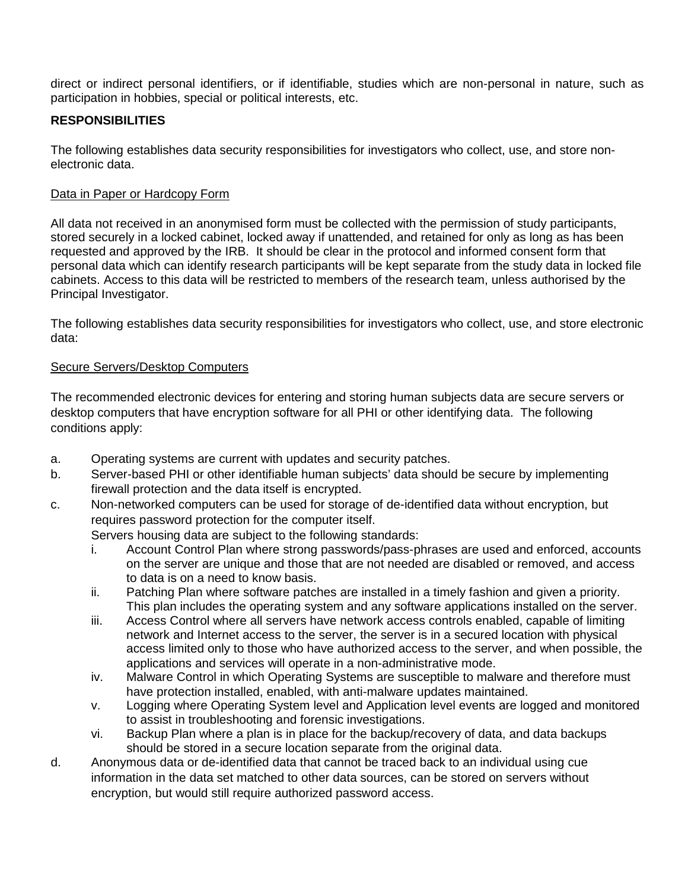direct or indirect personal identifiers, or if identifiable, studies which are non-personal in nature, such as participation in hobbies, special or political interests, etc.

**RESPONSIBILITIES**

The following establishes data security responsibilities for investigators who collect, use, and store non-electronic data.

Data in Paper or Hardcopy Form

All data not received in an anonymised form must be collected with the permission of study participants, stored securely in a locked cabinet, locked away if unattended, and retained for only as long as has been requested and approved by the IRB. It should be clear in the protocol and informed consent form that personal data which can identify research participants will be kept separate from the study data in locked file cabinets. Access to this data will be restricted to members of the research team, unless authorised by the Principal Investigator.

The following establishes data security responsibilities for investigators who collect, use, and store electronic data:

Secure Servers/Desktop Computers

The recommended electronic devices for entering and storing human subjects data are secure servers or desktop computers that have encryption software for all PHI or other identifying data. The following conditions apply:

a. Operating systems are current with updates and security patches.
b. Server-based PHI or other identifiable human subjects' data should be secure by implementing firewall protection and the data itself is encrypted.
c. Non-networked computers can be used for storage of de-identified data without encryption, but requires password protection for the computer itself.
   Servers housing data are subject to the following standards:
   i. Account Control Plan where strong passwords/pass-phrases are used and enforced, accounts on the server are unique and those that are not needed are disabled or removed, and access to data is on a need to know basis.
   ii. Patching Plan where software patches are installed in a timely fashion and given a priority. This plan includes the operating system and any software applications installed on the server.
   iii. Access Control where all servers have network access controls enabled, capable of limiting network and Internet access to the server, the server is in a secured location with physical access limited only to those who have authorized access to the server, and when possible, the applications and services will operate in a non-administrative mode.
   iv. Malware Control in which Operating Systems are susceptible to malware and therefore must have protection installed, enabled, with anti-malware updates maintained.
   v. Logging where Operating System level and Application level events are logged and monitored to assist in troubleshooting and forensic investigations.
   vi. Backup Plan where a plan is in place for the backup/recovery of data, and data backups should be stored in a secure location separate from the original data.
d. Anonymous data or de-identified data that cannot be traced back to an individual using cue information in the data set matched to other data sources, can be stored on servers without encryption, but would still require authorized password access.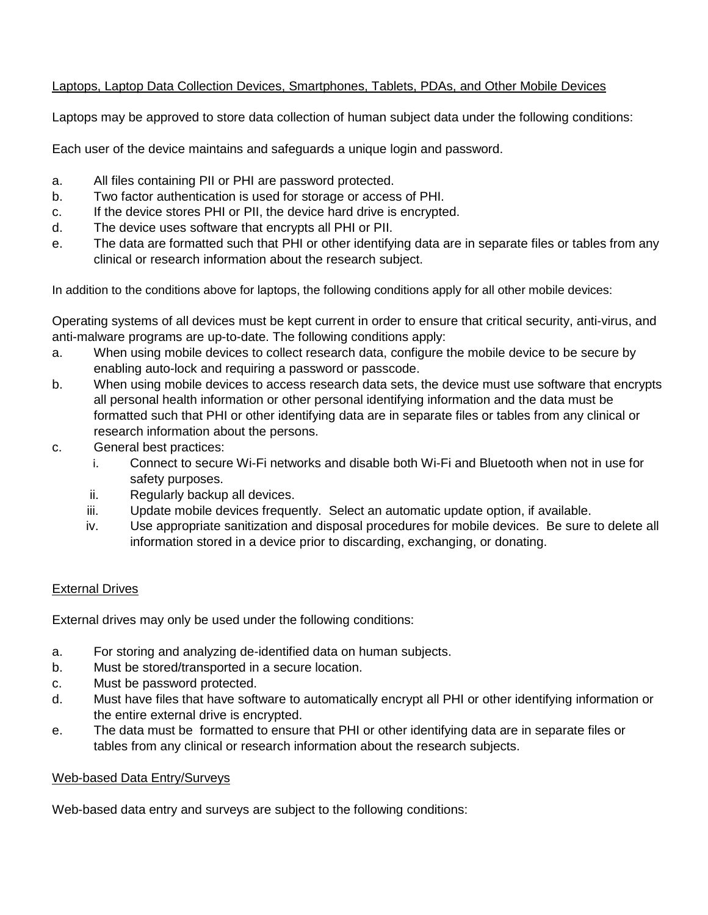Laptops, Laptop Data Collection Devices, Smartphones, Tablets, PDAs, and Other Mobile Devices

Laptops may be approved to store data collection of human subject data under the following conditions:

Each user of the device maintains and safeguards a unique login and password.

a. All files containing PII or PHI are password protected.
b. Two factor authentication is used for storage or access of PHI.
c. If the device stores PHI or PII, the device hard drive is encrypted.
d. The device uses software that encrypts all PHI or PII.
e. The data are formatted such that PHI or other identifying data are in separate files or tables from any clinical or research information about the research subject.

In addition to the conditions above for laptops, the following conditions apply for all other mobile devices:

Operating systems of all devices must be kept current in order to ensure that critical security, anti-virus, and anti-malware programs are up-to-date. The following conditions apply:

a. When using mobile devices to collect research data, configure the mobile device to be secure by enabling auto-lock and requiring a password or passcode.
b. When using mobile devices to access research data sets, the device must use software that encrypts all personal health information or other personal identifying information and the data must be formatted such that PHI or other identifying data are in separate files or tables from any clinical or research information about the persons.
c. General best practices:
   i. Connect to secure Wi-Fi networks and disable both Wi-Fi and Bluetooth when not in use for safety purposes.
   ii. Regularly backup all devices.
   iii. Update mobile devices frequently. Select an automatic update option, if available.
   iv. Use appropriate sanitization and disposal procedures for mobile devices. Be sure to delete all information stored in a device prior to discarding, exchanging, or donating.

External Drives

External drives may only be used under the following conditions:

a. For storing and analyzing de-identified data on human subjects.
b. Must be stored/transported in a secure location.
c. Must be password protected.
d. Must have files that have software to automatically encrypt all PHI or other identifying information or the entire external drive is encrypted.
e. The data must be formatted to ensure that PHI or other identifying data are in separate files or tables from any clinical or research information about the research subjects.

Web-based Data Entry/Surveys

Web-based data entry and surveys are subject to the following conditions: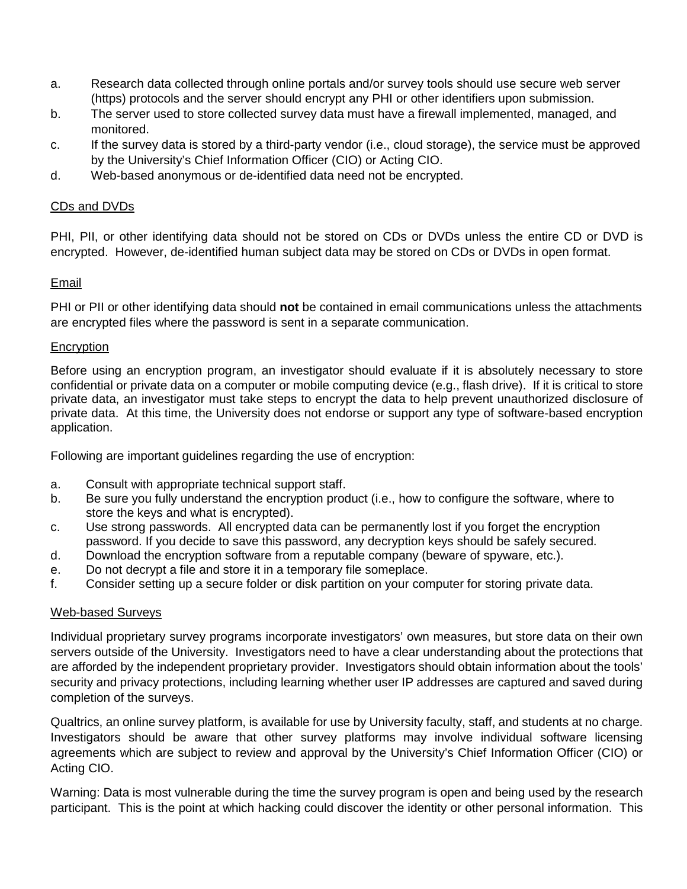a. Research data collected through online portals and/or survey tools should use secure web server (https) protocols and the server should encrypt any PHI or other identifiers upon submission.
b. The server used to store collected survey data must have a firewall implemented, managed, and monitored.
c. If the survey data is stored by a third-party vendor (i.e., cloud storage), the service must be approved by the University's Chief Information Officer (CIO) or Acting CIO.
d. Web-based anonymous or de-identified data need not be encrypted.

CDs and DVDs

PHI, PII, or other identifying data should not be stored on CDs or DVDs unless the entire CD or DVD is encrypted. However, de-identified human subject data may be stored on CDs or DVDs in open format.

Email

PHI or PII or other identifying data should **not** be contained in email communications unless the attachments are encrypted files where the password is sent in a separate communication.

Encryption

Before using an encryption program, an investigator should evaluate if it is absolutely necessary to store confidential or private data on a computer or mobile computing device (e.g., flash drive). If it is critical to store private data, an investigator must take steps to encrypt the data to help prevent unauthorized disclosure of private data. At this time, the University does not endorse or support any type of software-based encryption application.

Following are important guidelines regarding the use of encryption:

a. Consult with appropriate technical support staff.
b. Be sure you fully understand the encryption product (i.e., how to configure the software, where to store the keys and what is encrypted).
c. Use strong passwords. All encrypted data can be permanently lost if you forget the encryption password. If you decide to save this password, any decryption keys should be safely secured.
d. Download the encryption software from a reputable company (beware of spyware, etc.).
e. Do not decrypt a file and store it in a temporary file someplace.
f. Consider setting up a secure folder or disk partition on your computer for storing private data.

Web-based Surveys

Individual proprietary survey programs incorporate investigators' own measures, but store data on their own servers outside of the University. Investigators need to have a clear understanding about the protections that are afforded by the independent proprietary provider. Investigators should obtain information about the tools' security and privacy protections, including learning whether user IP addresses are captured and saved during completion of the surveys.

Qualtrics, an online survey platform, is available for use by University faculty, staff, and students at no charge. Investigators should be aware that other survey platforms may involve individual software licensing agreements which are subject to review and approval by the University's Chief Information Officer (CIO) or Acting CIO.

Warning: Data is most vulnerable during the time the survey program is open and being used by the research participant. This is the point at which hacking could discover the identity or other personal information. This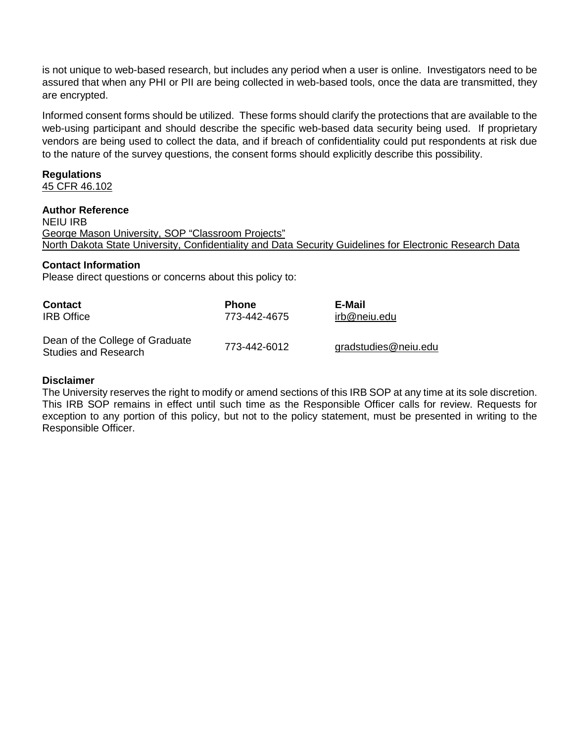is not unique to web-based research, but includes any period when a user is online. Investigators need to be assured that when any PHI or PII are being collected in web-based tools, once the data are transmitted, they are encrypted.

Informed consent forms should be utilized. These forms should clarify the protections that are available to the web-using participant and should describe the specific web-based data security being used. If proprietary vendors are being used to collect the data, and if breach of confidentiality could put respondents at risk due to the nature of the survey questions, the consent forms should explicitly describe this possibility.

**Regulations**
45 CFR 46.102

**Author Reference**
NEIU IRB
George Mason University, SOP "Classroom Projects"
North Dakota State University, Confidentiality and Data Security Guidelines for Electronic Research Data

**Contact Information**
Please direct questions or concerns about this policy to:

| Contact | Phone | E-Mail |
|---|---|---|
| IRB Office | 773-442-4675 | irb@neiu.edu |
| Dean of the College of Graduate Studies and Research | 773-442-6012 | gradstudies@neiu.edu |

**Disclaimer**
The University reserves the right to modify or amend sections of this IRB SOP at any time at its sole discretion. This IRB SOP remains in effect until such time as the Responsible Officer calls for review. Requests for exception to any portion of this policy, but not to the policy statement, must be presented in writing to the Responsible Officer.